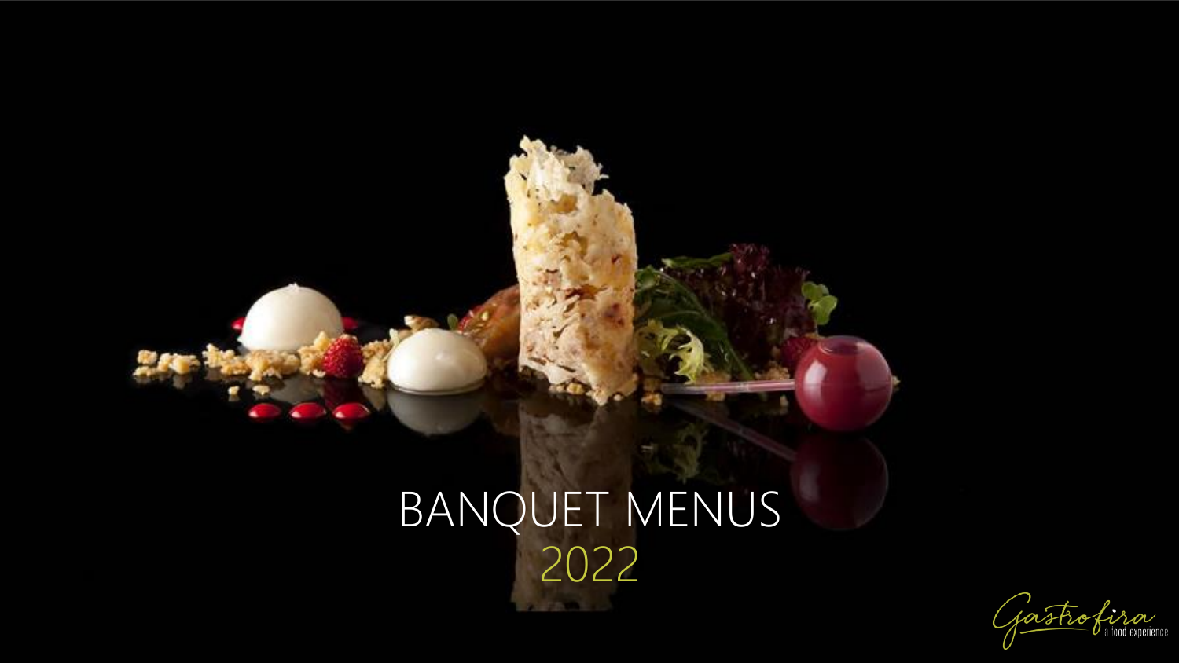# BANQUET MENUS

2022

Gastrofira
a food experience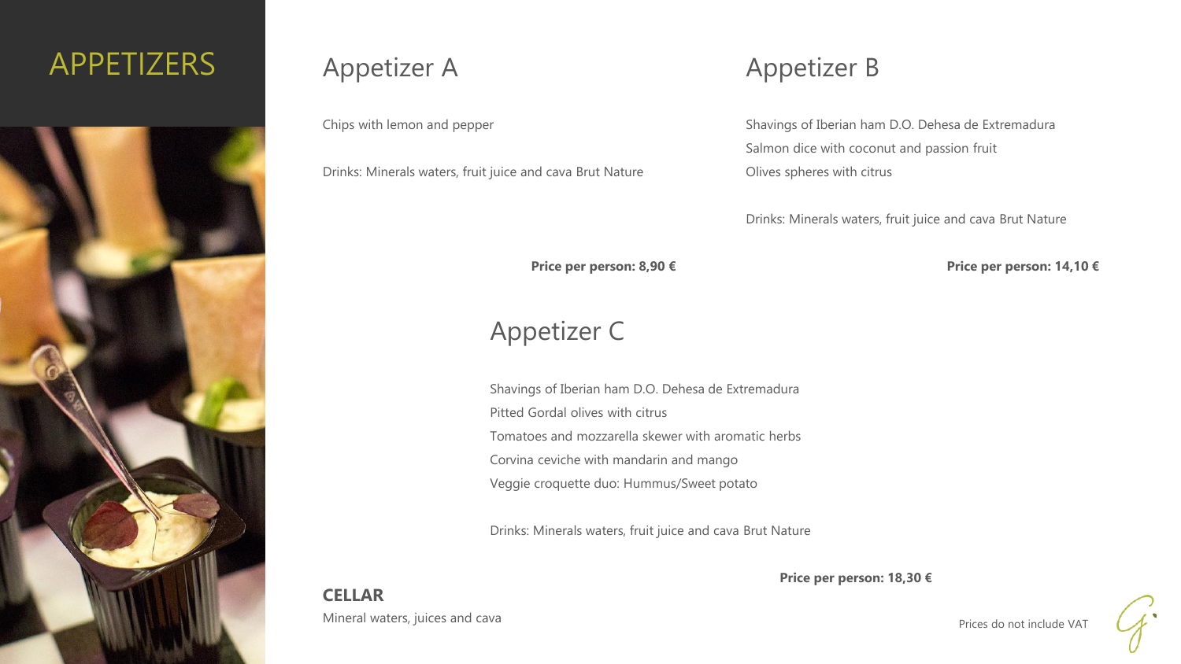# APPETIZERS

## Appetizer A

Chips with lemon and pepper

Drinks: Minerals waters, fruit juice and cava Brut Nature

**Price per person: 8,90 €**

## Appetizer B

Shavings of Iberian ham D.O. Dehesa de Extremadura
Salmon dice with coconut and passion fruit
Olives spheres with citrus

Drinks: Minerals waters, fruit juice and cava Brut Nature

**Price per person: 14,10 €**

## Appetizer C

Shavings of Iberian ham D.O. Dehesa de Extremadura
Pitted Gordal olives with citrus
Tomatoes and mozzarella skewer with aromatic herbs
Corvina ceviche with mandarin and mango
Veggie croquette duo: Hummus/Sweet potato

Drinks: Minerals waters, fruit juice and cava Brut Nature

**Price per person: 18,30 €**

**CELLAR**
Mineral waters, juices and cava

Prices do not include VAT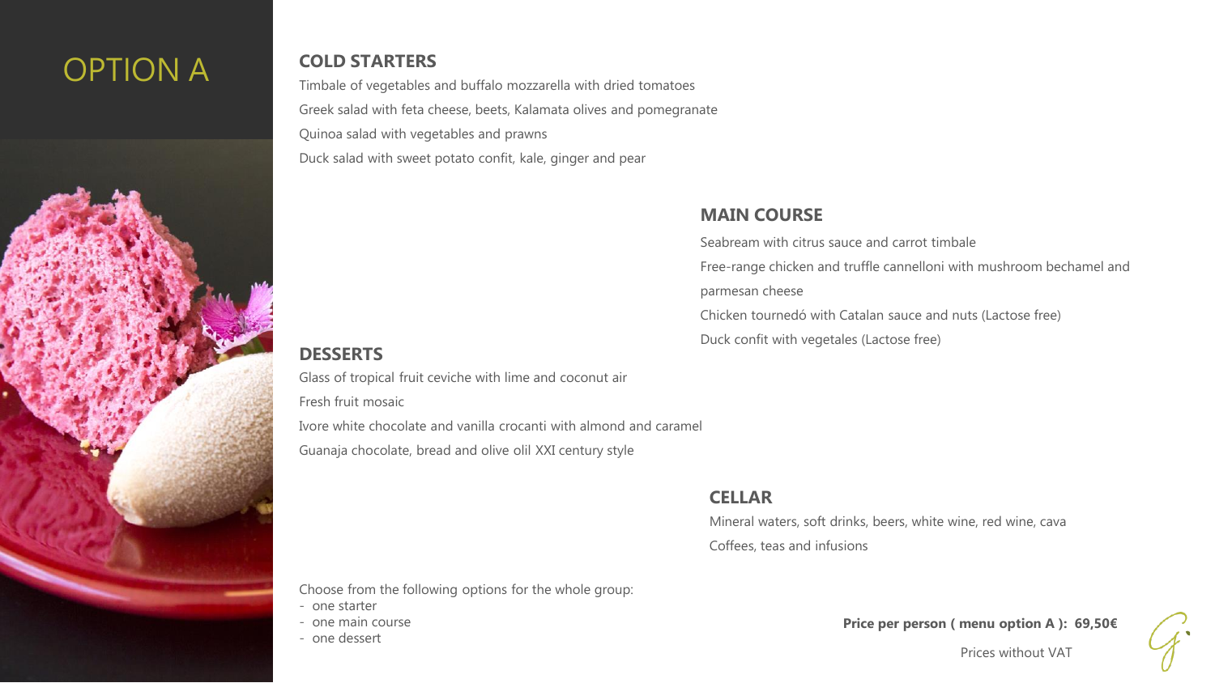# OPTION A

## COLD STARTERS

Timbale of vegetables and buffalo mozzarella with dried tomatoes

Greek salad with feta cheese, beets, Kalamata olives and pomegranate

Quinoa salad with vegetables and prawns

Duck salad with sweet potato confit, kale, ginger and pear

## MAIN COURSE

Seabream with citrus sauce and carrot timbale

Free-range chicken and truffle cannelloni with mushroom bechamel and parmesan cheese

Chicken tournedó with Catalan sauce and nuts (Lactose free)

Duck confit with vegetales (Lactose free)

## DESSERTS

Glass of tropical fruit ceviche with lime and coconut air

Fresh fruit mosaic

Ivore white chocolate and vanilla crocanti with almond and caramel

Guanaja chocolate, bread and olive olil XXI century style

## CELLAR

Mineral waters, soft drinks, beers, white wine, red wine, cava

Coffees, teas and infusions

Choose from the following options for the whole group:

- one starter
- one main course
- one dessert

**Price per person ( menu option A ): 69,50€**

Prices without VAT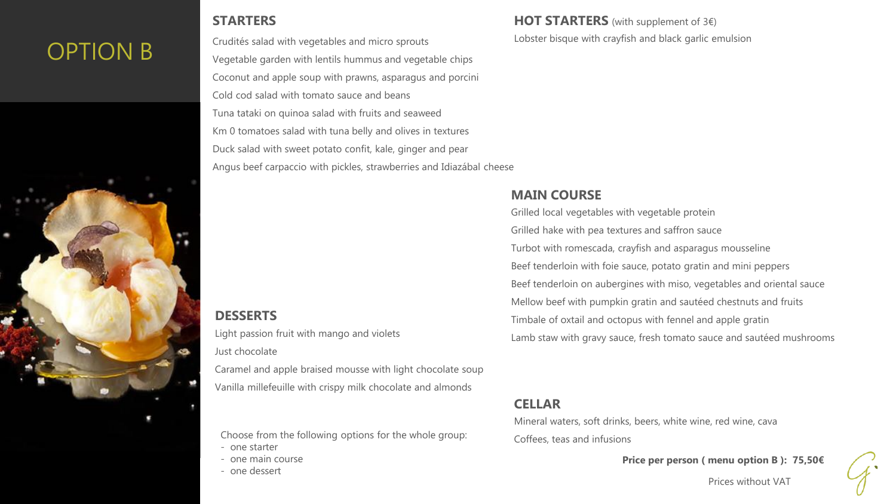# OPTION B

## STARTERS

Crudités salad with vegetables and micro sprouts

Vegetable garden with lentils hummus and vegetable chips

Coconut and apple soup with prawns, asparagus and porcini

Cold cod salad with tomato sauce and beans

Tuna tataki on quinoa salad with fruits and seaweed

Km 0 tomatoes salad with tuna belly and olives in textures

Duck salad with sweet potato confit, kale, ginger and pear

Angus beef carpaccio with pickles, strawberries and Idiazábal cheese

## HOT STARTERS (with supplement of 3€)

Lobster bisque with crayfish and black garlic emulsion

## MAIN COURSE

Grilled local vegetables with vegetable protein

Grilled hake with pea textures and saffron sauce

Turbot with romescada, crayfish and asparagus mousseline

Beef tenderloin with foie sauce, potato gratin and mini peppers

Beef tenderloin on aubergines with miso, vegetables and oriental sauce

Mellow beef with pumpkin gratin and sautéed chestnuts and fruits

Timbale of oxtail and octopus with fennel and apple gratin

Lamb staw with gravy sauce, fresh tomato sauce and sautéed mushrooms

## DESSERTS

Light passion fruit with mango and violets

Just chocolate

Caramel and apple braised mousse with light chocolate soup

Vanilla millefeuille with crispy milk chocolate and almonds

Choose from the following options for the whole group:

- one starter
- one main course
- one dessert

## CELLAR

Mineral waters, soft drinks, beers, white wine, red wine, cava

Coffees, teas and infusions

**Price per person ( menu option B ): 75,50€**

Prices without VAT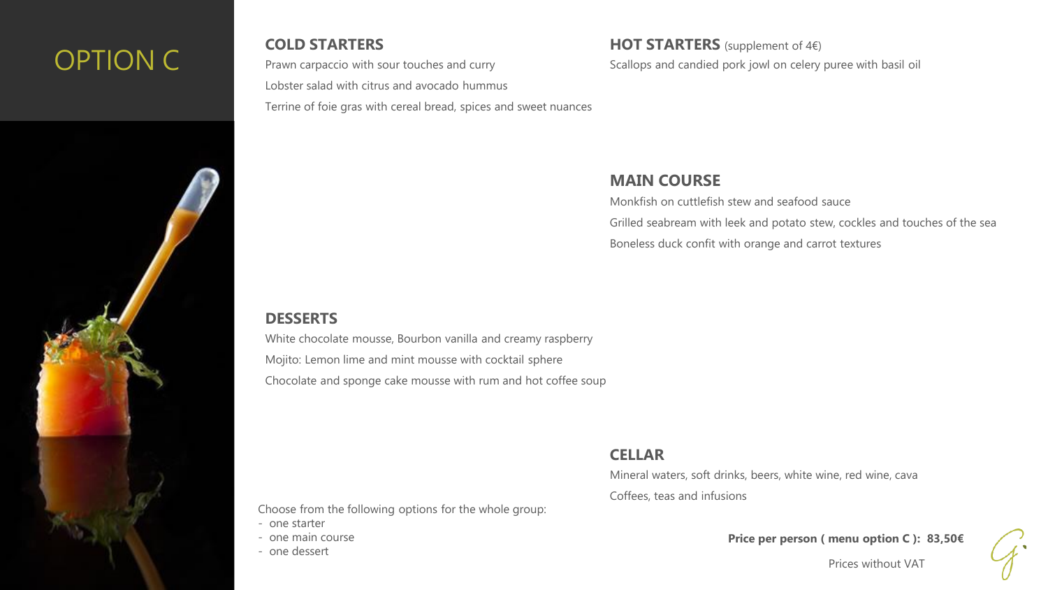# OPTION C

## COLD STARTERS

Prawn carpaccio with sour touches and curry

Lobster salad with citrus and avocado hummus

Terrine of foie gras with cereal bread, spices and sweet nuances

## HOT STARTERS (supplement of 4€)

Scallops and candied pork jowl on celery puree with basil oil

## MAIN COURSE

Monkfish on cuttlefish stew and seafood sauce

Grilled seabream with leek and potato stew, cockles and touches of the sea

Boneless duck confit with orange and carrot textures

## DESSERTS

White chocolate mousse, Bourbon vanilla and creamy raspberry

Mojito: Lemon lime and mint mousse with cocktail sphere

Chocolate and sponge cake mousse with rum and hot coffee soup

## CELLAR

Mineral waters, soft drinks, beers, white wine, red wine, cava

Coffees, teas and infusions

Choose from the following options for the whole group:

- one starter
- one main course
- one dessert

**Price per person ( menu option C ): 83,50€**

Prices without VAT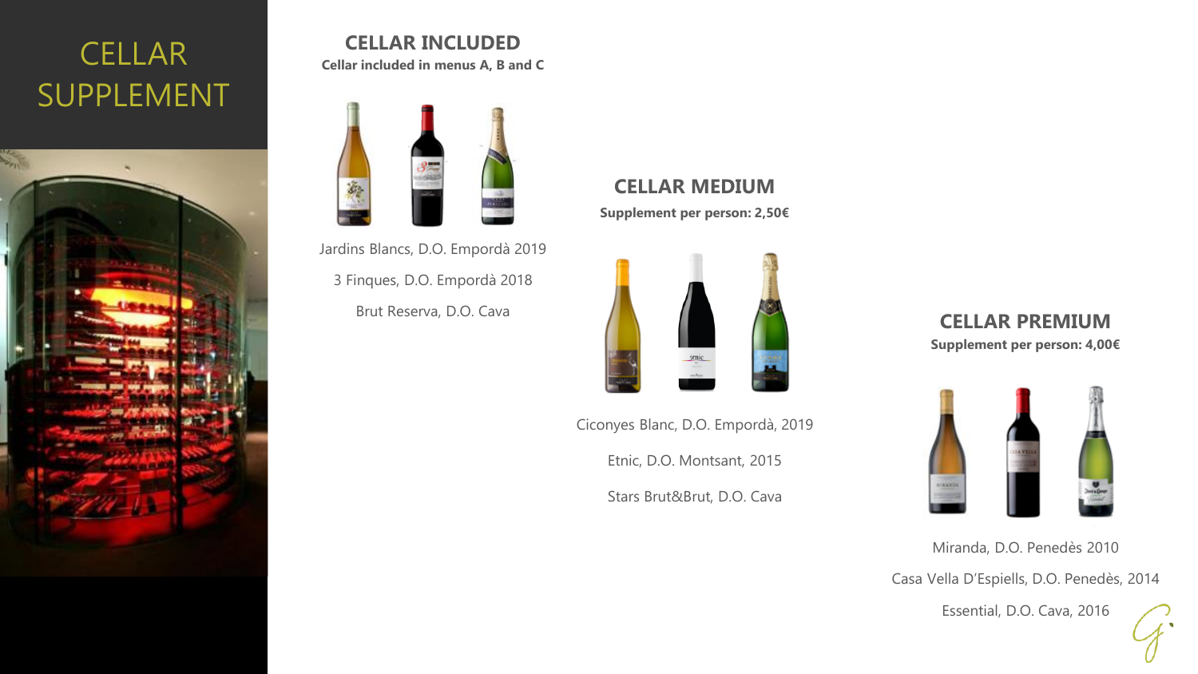# CELLAR SUPPLEMENT

## CELLAR INCLUDED

**Cellar included in menus A, B and C**

Jardins Blancs, D.O. Empordà 2019

3 Finques, D.O. Empordà 2018

Brut Reserva, D.O. Cava

## CELLAR MEDIUM

**Supplement per person: 2,50€**

Ciconyes Blanc, D.O. Empordà, 2019

Etnic, D.O. Montsant, 2015

Stars Brut&Brut, D.O. Cava

## CELLAR PREMIUM

**Supplement per person: 4,00€**

Miranda, D.O. Penedès 2010

Casa Vella D'Espiells, D.O. Penedès, 2014

Essential, D.O. Cava, 2016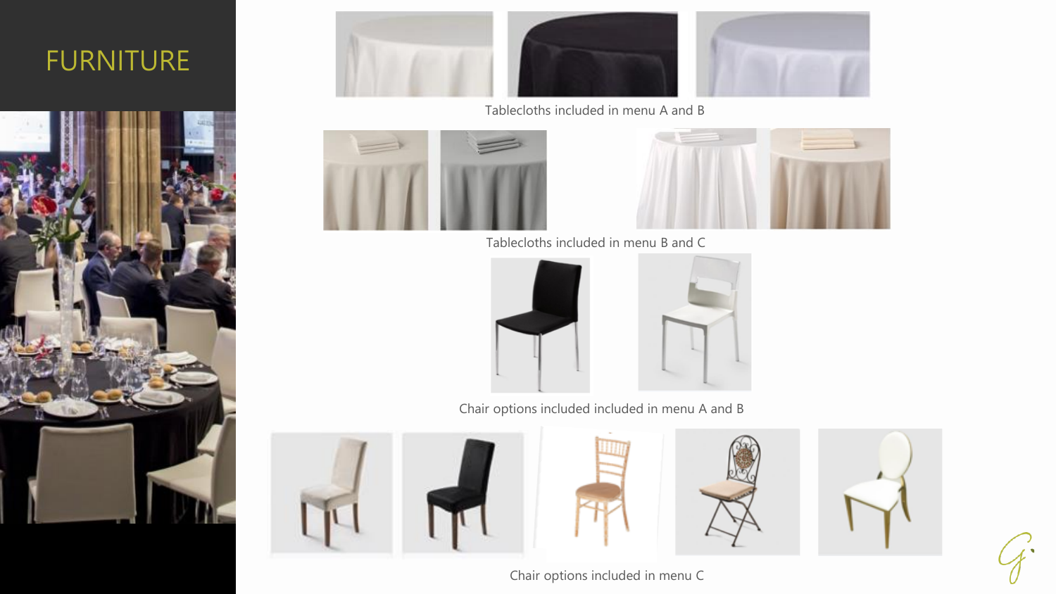# FURNITURE

Tablecloths included in menu A and B

Tablecloths included in menu B and C

Chair options included included in menu A and B

Chair options included in menu C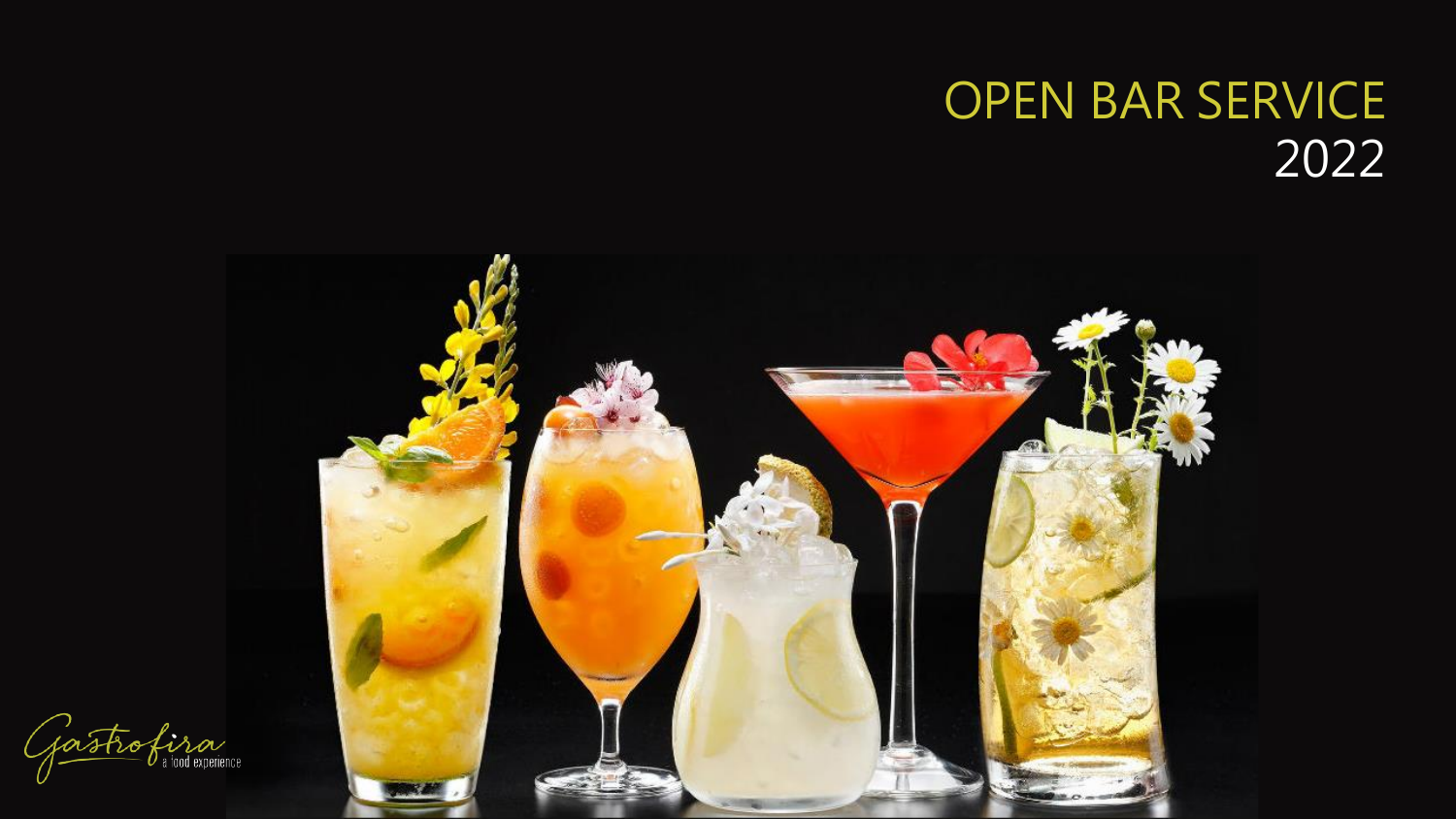# OPEN BAR SERVICE
2022

Gastrofira
a food experience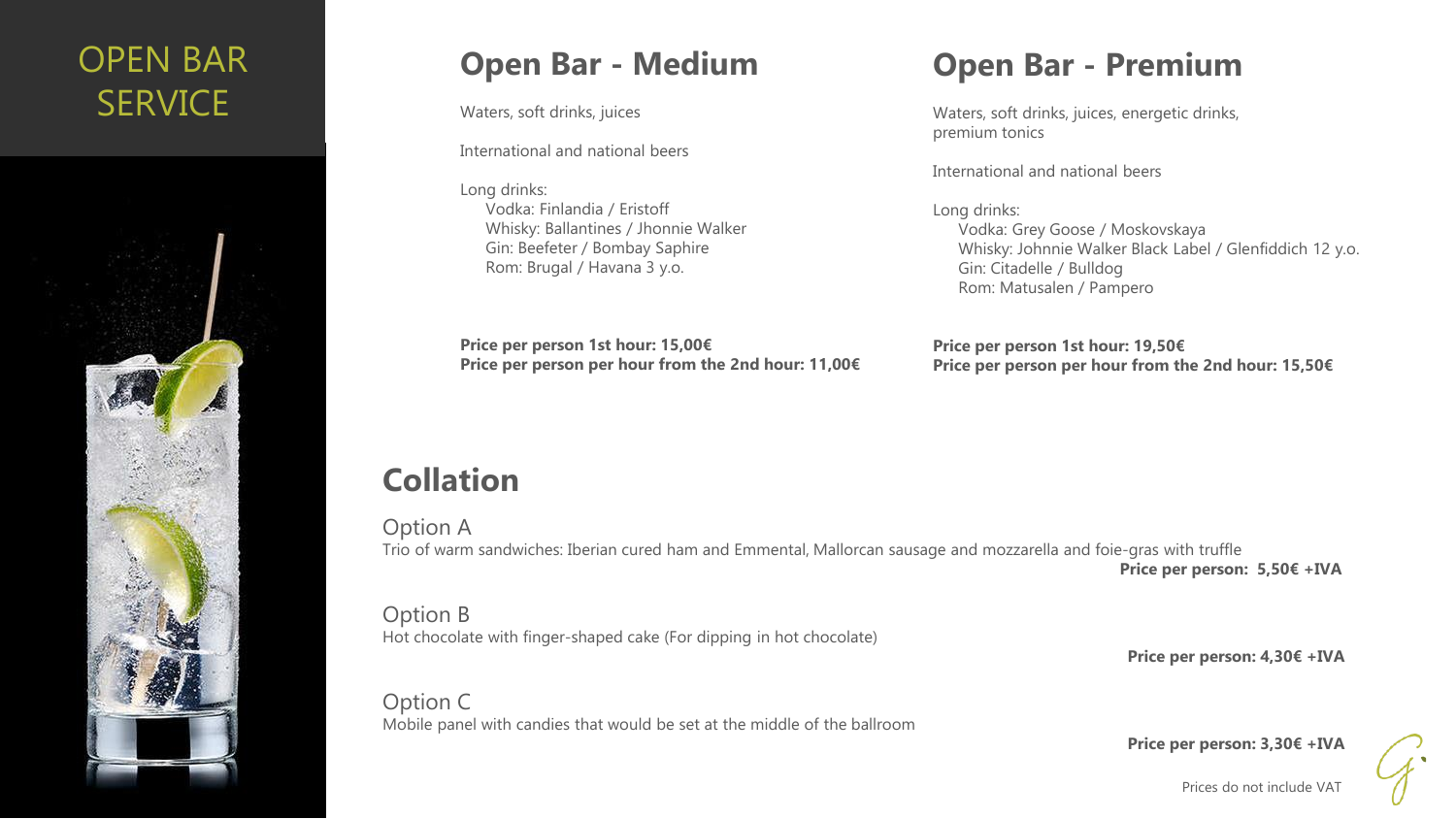# OPEN BAR SERVICE

## Open Bar - Medium

Waters, soft drinks, juices

International and national beers

Long drinks:
- Vodka: Finlandia / Eristoff
- Whisky: Ballantines / Jhonnie Walker
- Gin: Beefeter / Bombay Saphire
- Rom: Brugal / Havana 3 y.o.

**Price per person 1st hour: 15,00€**
**Price per person per hour from the 2nd hour: 11,00€**

## Open Bar - Premium

Waters, soft drinks, juices, energetic drinks, premium tonics

International and national beers

Long drinks:
- Vodka: Grey Goose / Moskovskaya
- Whisky: Johnnie Walker Black Label / Glenfiddich 12 y.o.
- Gin: Citadelle / Bulldog
- Rom: Matusalen / Pampero

**Price per person 1st hour: 19,50€**
**Price per person per hour from the 2nd hour: 15,50€**

## Collation

Option A
Trio of warm sandwiches: Iberian cured ham and Emmental, Mallorcan sausage and mozzarella and foie-gras with truffle
**Price per person: 5,50€ +IVA**

Option B
Hot chocolate with finger-shaped cake (For dipping in hot chocolate)
**Price per person: 4,30€ +IVA**

Option C
Mobile panel with candies that would be set at the middle of the ballroom
**Price per person: 3,30€ +IVA**

Prices do not include VAT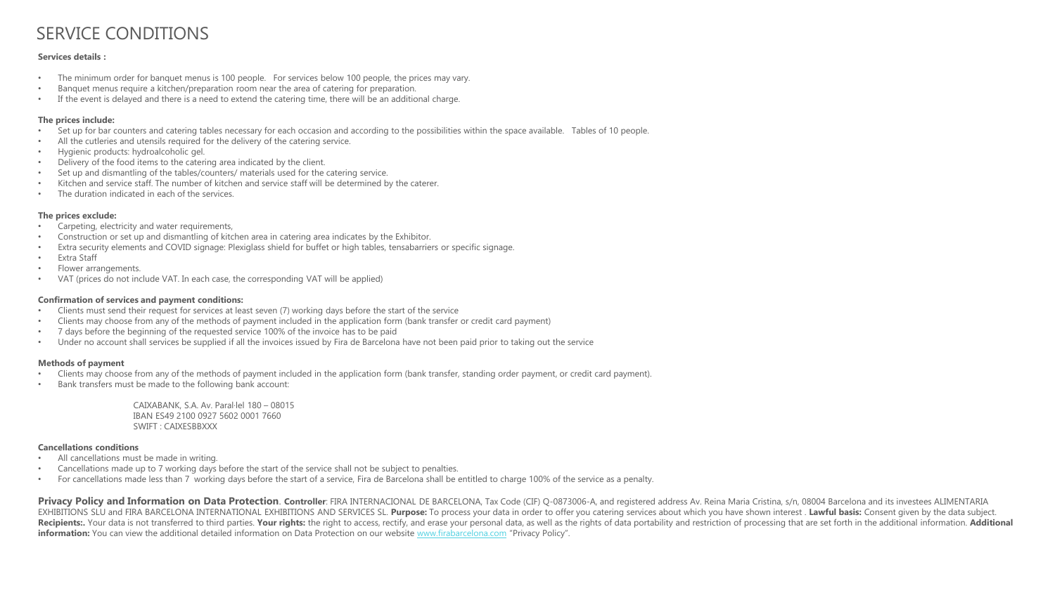# SERVICE CONDITIONS

**Services details :**

- The minimum order for banquet menus is 100 people. For services below 100 people, the prices may vary.
- Banquet menus require a kitchen/preparation room near the area of catering for preparation.
- If the event is delayed and there is a need to extend the catering time, there will be an additional charge.

**The prices include:**

- Set up for bar counters and catering tables necessary for each occasion and according to the possibilities within the space available. Tables of 10 people.
- All the cutleries and utensils required for the delivery of the catering service.
- Hygienic products: hydroalcoholic gel.
- Delivery of the food items to the catering area indicated by the client.
- Set up and dismantling of the tables/counters/ materials used for the catering service.
- Kitchen and service staff. The number of kitchen and service staff will be determined by the caterer.
- The duration indicated in each of the services.

**The prices exclude:**

- Carpeting, electricity and water requirements,
- Construction or set up and dismantling of kitchen area in catering area indicates by the Exhibitor.
- Extra security elements and COVID signage: Plexiglass shield for buffet or high tables, tensabarriers or specific signage.
- Extra Staff
- Flower arrangements.
- VAT (prices do not include VAT. In each case, the corresponding VAT will be applied)

**Confirmation of services and payment conditions:**

- Clients must send their request for services at least seven (7) working days before the start of the service
- Clients may choose from any of the methods of payment included in the application form (bank transfer or credit card payment)
- 7 days before the beginning of the requested service 100% of the invoice has to be paid
- Under no account shall services be supplied if all the invoices issued by Fira de Barcelona have not been paid prior to taking out the service

**Methods of payment**

- Clients may choose from any of the methods of payment included in the application form (bank transfer, standing order payment, or credit card payment).
- Bank transfers must be made to the following bank account:

  CAIXABANK, S.A. Av. Paral·lel 180 – 08015
  IBAN ES49 2100 0927 5602 0001 7660
  SWIFT : CAIXESBBXXX

**Cancellations conditions**

- All cancellations must be made in writing.
- Cancellations made up to 7 working days before the start of the service shall not be subject to penalties.
- For cancellations made less than 7 working days before the start of a service, Fira de Barcelona shall be entitled to charge 100% of the service as a penalty.

**Privacy Policy and Information on Data Protection**. **Controller**: FIRA INTERNACIONAL DE BARCELONA, Tax Code (CIF) Q-0873006-A, and registered address Av. Reina Maria Cristina, s/n, 08004 Barcelona and its investees ALIMENTARIA EXHIBITIONS SLU and FIRA BARCELONA INTERNATIONAL EXHIBITIONS AND SERVICES SL. **Purpose:** To process your data in order to offer you catering services about which you have shown interest . **Lawful basis:** Consent given by the data subject. **Recipients:**. Your data is not transferred to third parties. **Your rights:** the right to access, rectify, and erase your personal data, as well as the rights of data portability and restriction of processing that are set forth in the additional information. **Additional information:** You can view the additional detailed information on Data Protection on our website www.firabarcelona.com "Privacy Policy".